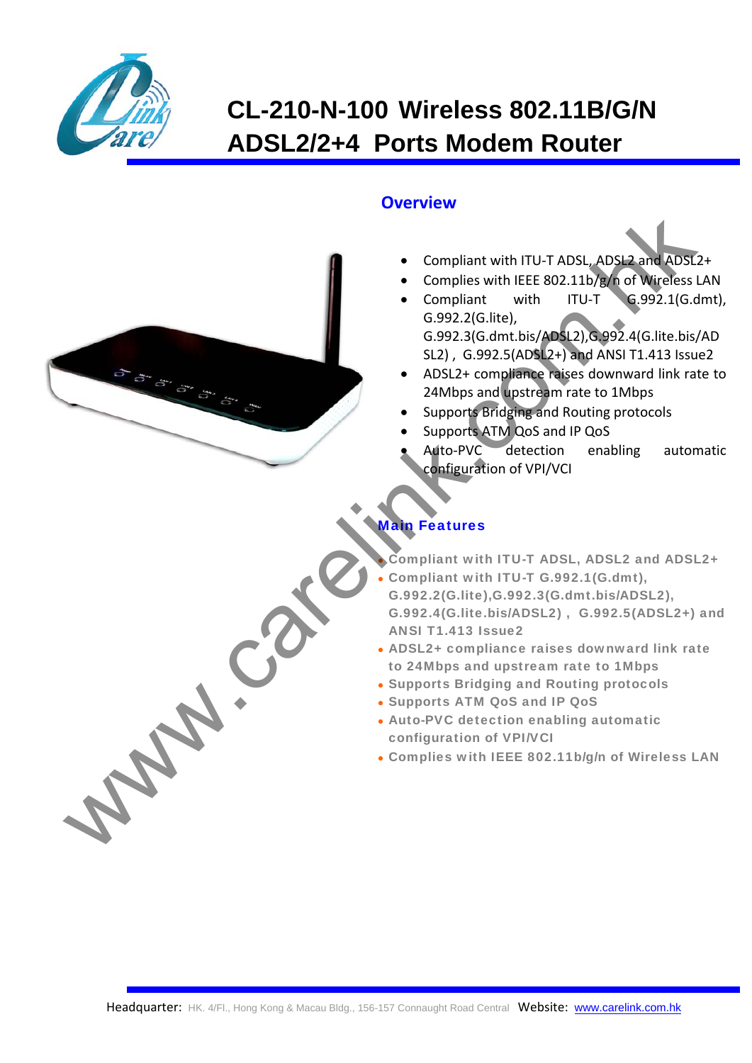# CL-210-N-100 Wireless 802.11B/G/N ADSL2/2+4 Ports Modem Router

## Overview

- Compliant with ITU-T ADSL, ADSL2 and ADSL2+
- Complies with IEEE 802.11b/g/n of Wireless LAN
- Compliant with ITU-T G.992.1(G.dmt), G.992.2(G.lite), G.992.3(G.dmt.bis/ADSL2),G.992.4(G.lite.bis/ADSL2) , G.992.5(ADSL2+) and ANSI T1.413 Issue2
- ADSL2+ compliance raises downward link rate to 24Mbps and upstream rate to 1Mbps
- Supports Bridging and Routing protocols
- Supports ATM QoS and IP QoS
- Auto-PVC detection enabling automatic configuration of VPI/VCI

## Main Features

- Compliant with ITU-T ADSL, ADSL2 and ADSL2+
- Compliant with ITU-T G.992.1(G.dmt), G.992.2(G.lite),G.992.3(G.dmt.bis/ADSL2), G.992.4(G.lite.bis/ADSL2) , G.992.5(ADSL2+) and ANSI T1.413 Issue2
- ADSL2+ compliance raises downward link rate to 24Mbps and upstream rate to 1Mbps
- Supports Bridging and Routing protocols
- Supports ATM QoS and IP QoS
- Auto-PVC detection enabling automatic configuration of VPI/VCI
- Complies with IEEE 802.11b/g/n of Wireless LAN

Headquarter: HK. 4/Fl., Hong Kong & Macau Bldg., 156-157 Connaught Road Central Website: www.carelink.com.hk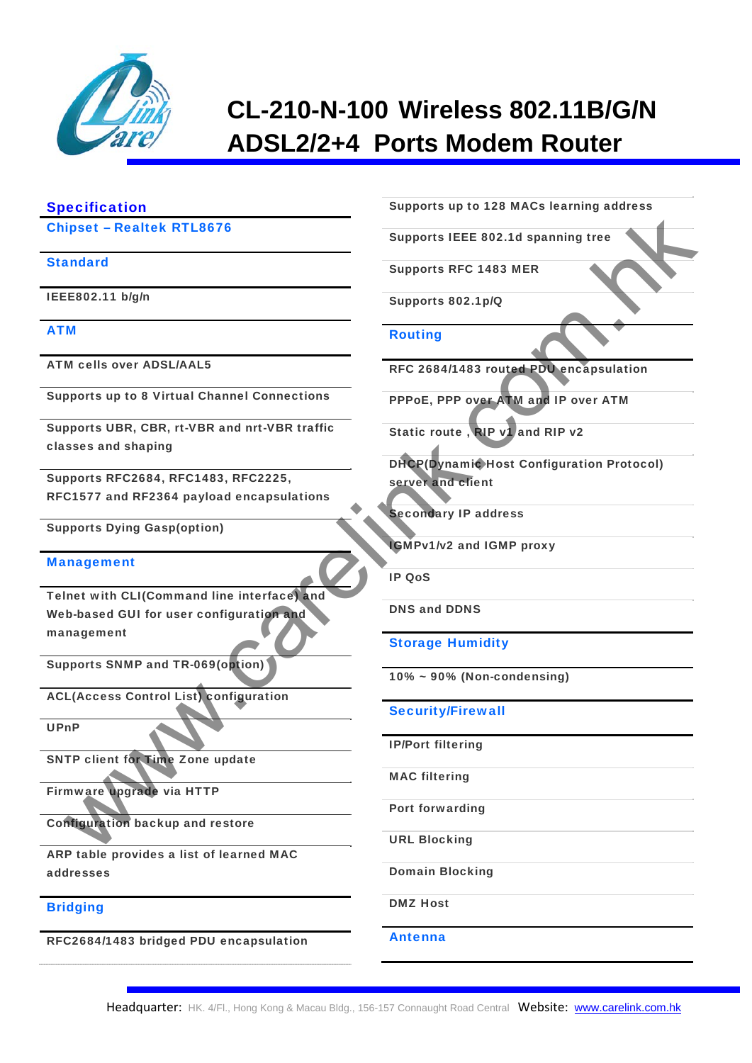# CL-210-N-100 Wireless 802.11B/G/N ADSL2/2+4 Ports Modem Router

## Specification

### Chipset – Realtek RTL8676

### Standard

IEEE802.11 b/g/n

### ATM

ATM cells over ADSL/AAL5

Supports up to 8 Virtual Channel Connections

Supports UBR, CBR, rt-VBR and nrt-VBR traffic classes and shaping

Supports RFC2684, RFC1483, RFC2225, RFC1577 and RF2364 payload encapsulations

Supports Dying Gasp(option)

### Management

Telnet with CLI(Command line interface) and Web-based GUI for user configuration and management

Supports SNMP and TR-069(option)

ACL(Access Control List) configuration

UPnP

SNTP client for Time Zone update

Firmware upgrade via HTTP

Configuration backup and restore

ARP table provides a list of learned MAC addresses

### Bridging

RFC2684/1483 bridged PDU encapsulation

Supports up to 128 MACs learning address

Supports IEEE 802.1d spanning tree

Supports RFC 1483 MER

Supports 802.1p/Q

### Routing

RFC 2684/1483 routed PDU encapsulation

PPPoE, PPP over ATM and IP over ATM

Static route , RIP v1 and RIP v2

DHCP(Dynamic Host Configuration Protocol) server and client

Secondary IP address

IGMPv1/v2 and IGMP proxy

IP QoS

DNS and DDNS

### Storage Humidity

10% ~ 90% (Non-condensing)

### Security/Firewall

IP/Port filtering

MAC filtering

Port forwarding

URL Blocking

Domain Blocking

DMZ Host

### Antenna

Headquarter: HK. 4/Fl., Hong Kong & Macau Bldg., 156-157 Connaught Road Central Website: www.carelink.com.hk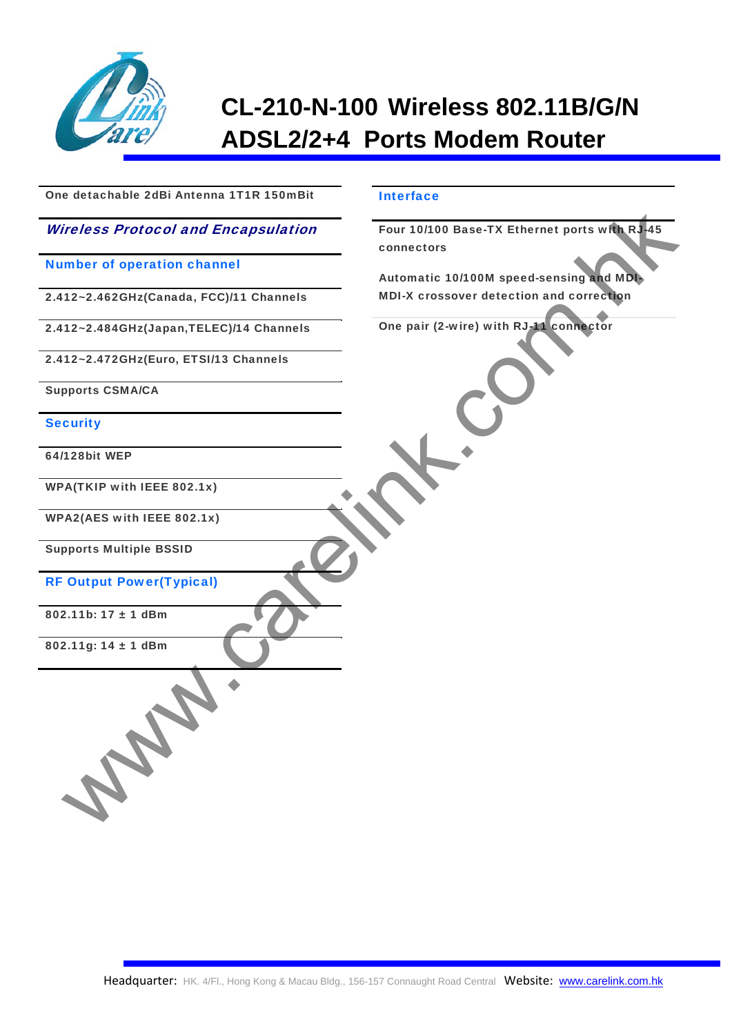# CL-210-N-100 Wireless 802.11B/G/N ADSL2/2+4 Ports Modem Router

One detachable 2dBi Antenna 1T1R 150mBit

***Wireless Protocol and Encapsulation***

**Number of operation channel**

2.412~2.462GHz(Canada, FCC)/11 Channels

2.412~2.484GHz(Japan,TELEC)/14 Channels

2.412~2.472GHz(Euro, ETSI/13 Channels

Supports CSMA/CA

**Security**

64/128bit WEP

WPA(TKIP with IEEE 802.1x)

WPA2(AES with IEEE 802.1x)

Supports Multiple BSSID

**RF Output Power(Typical)**

802.11b: 17 ± 1 dBm

802.11g: 14 ± 1 dBm

**Interface**

Four 10/100 Base-TX Ethernet ports with RJ-45 connectors

Automatic 10/100M speed-sensing and MDI-MDI-X crossover detection and correction

One pair (2-wire) with RJ-11 connector